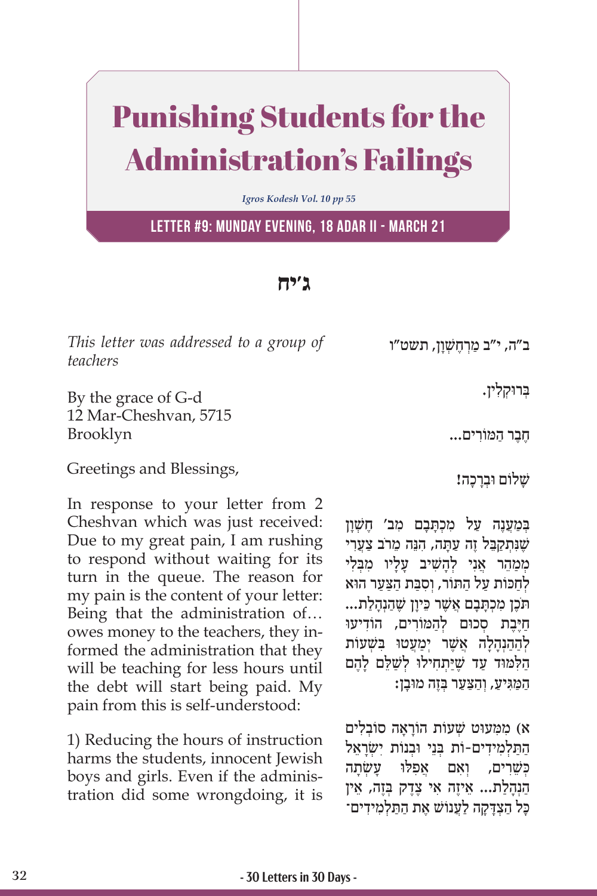# Punishing Students for the Administration's Failings

*Igros Kodesh Vol. 10 pp 55*

**LETTER #9: MUNDAY EVENING, 18 ADAR II - MARCH 21**

## ג'יח

*This letter was addressed to a group of teachers*

By the grace of G-d
12 Mar-Cheshvan, 5715
Brooklyn

Greetings and Blessings,

In response to your letter from 2 Cheshvan which was just received: Due to my great pain, I am rushing to respond without waiting for its turn in the queue. The reason for my pain is the content of your letter: Being that the administration of… owes money to the teachers, they informed the administration that they will be teaching for less hours until the debt will start being paid. My pain from this is self-understood:

1) Reducing the hours of instruction harms the students, innocent Jewish boys and girls. Even if the administration did some wrongdoing, it is

ב"ה, י"ב מַרְחֶשְׁוָן, תשט"ו

בְּרוּקְלִין.

חֶבֶר הַמּוֹרִים...

שָׁלוֹם וּבְרָכָה!

בְּמַעֲנֶה עַל מִכְתָּבָם מִב' חֶשְׁוָן שֶׁנִּתְקַבֵּל זֶה עַתָּה, הִנֵּה מֵרֹב צַעֲרִי מְמַהֵר אֲנִי לְהָשִׁיב עָלָיו מִבְּלִי לְחַכּוֹת עַל הַתּוֹר, וְסִבַּת הַצַּעַר הוּא תֹּכֶן מִכְתָּבָם אֲשֶׁר כֵּיוָן שֶׁהַנְהָלַת... חַיֶּבֶת סְכוּם לְהַמּוֹרִים, הוֹדִיעוּ לְהַהַנְהָלָה אֲשֶׁר יְמַעֲטוּ בְּשָׁעוֹת הַלִּמּוּד עַד שֶׁיַּתְחִילוּ לְשַׁלֵּם לָהֶם הַמַּגִּיעַ, וְהַצַּעַר בְּזֶה מוּבָן:

א) מִמִּעוּט שְׁעוֹת הוֹרָאָה סוֹבְלִים הַתַּלְמִידִים-וֹת בְּנֵי וּבְנוֹת יִשְׂרָאֵל כְּשֵׁרִים, וְאִם אֲפִלּוּ עָשְׂתָה הַנְהָלַת... אֵיזֶה אִי צֶדֶק בְּזֶה, אֵין כָּל הַצְדָקָה לַעֲנוֹשׁ אֶת הַתַּלְמִידִים־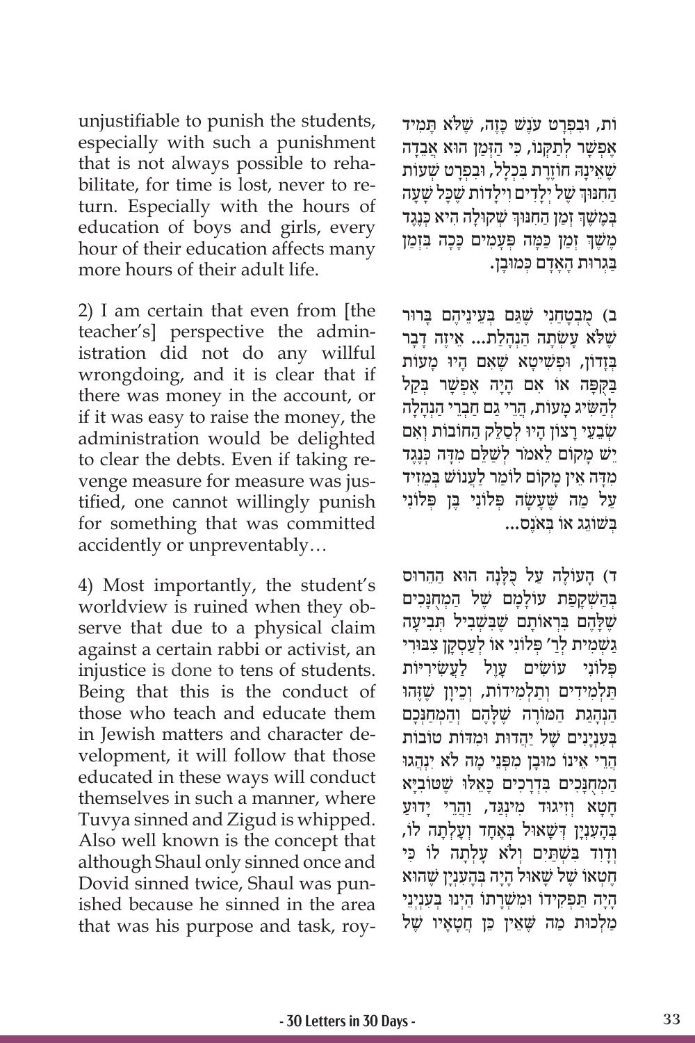unjustifiable to punish the students, especially with such a punishment that is not always possible to rehabilitate, for time is lost, never to return. Especially with the hours of education of boys and girls, every hour of their education affects many more hours of their adult life.

2) I am certain that even from [the teacher's] perspective the administration did not do any willful wrongdoing, and it is clear that if there was money in the account, or if it was easy to raise the money, the administration would be delighted to clear the debts. Even if taking revenge measure for measure was justified, one cannot willingly punish for something that was committed accidently or unpreventably…

4) Most importantly, the student's worldview is ruined when they observe that due to a physical claim against a certain rabbi or activist, an injustice is done to tens of students. Being that this is the conduct of those who teach and educate them in Jewish matters and character development, it will follow that those educated in these ways will conduct themselves in such a manner, where Tuvya sinned and Zigud is whipped. Also well known is the concept that although Shaul only sinned once and Dovid sinned twice, Shaul was punished because he sinned in the area that was his purpose and task, roy-

וֹת, וּבִפְרָט עֹנֶשׁ כָּזֶה, שֶׁלֹּא תָּמִיד אֶפְשָׁר לְתַקְּנוֹ, כִּי הַזְּמַן הוּא אֲבֵדָה שֶׁאֵינָהּ חוֹזֶרֶת בִּכְלָל, וּבִפְרָט שְׁעוֹת הַחִנּוּךְ שֶׁל יְלָדִים וִילָדוֹת שֶׁכָּל שָׁעָה בְּמֶשֶׁךְ זְמַן הַחִנּוּךְ שְׁקוּלָה הִיא כְּנֶגֶד מֶשֶׁךְ זְמַן כַּמָּה פְּעָמִים כָּכָה בִּזְמַן בַּגְרוּת הָאָדָם כְּמוּבָן.

ב) מֻבְטְחַנִי שֶׁגַּם בְּעֵינֵיהֶם בָּרוּר שֶׁלֹּא עָשְׂתָה הַנְהָלַת... אֵיזֶה דָבָר בְּזָדוֹן, וּפְשִׁיטָא שֶׁאִם הָיוּ מָעוֹת בַּקֻּפָּה אוֹ אִם הָיָה אֶפְשָׁר בְּקַל לְהַשִּׂיג מָעוֹת, הֲרֵי גַם חַבְרֵי הַנְהָלָה שְׂבֵעֵי רָצוֹן הָיוּ לְסַלֵּק הַחוֹבוֹת וְאִם יֵשׁ מָקוֹם לֵאמֹר לְשַׁלֵּם מִדָּה כְּנֶגֶד מִדָּה אֵין מָקוֹם לוֹמַר לַעֲנוֹשׁ בְּמֵזִיד עַל מַה שֶּׁעָשָׂה פְּלוֹנִי בֶּן פְּלוֹנִי בְּשׁוֹגֵג אוֹ בְּאֹנֶס...

ד) הָעוֹלָה עַל כֻּלָּנָה הוּא הַהֶרוּס בְּהַשְׁקָפַת עוֹלָמָם שֶׁל הַמְּחֻנָּכִים שֶׁלָּהֶם בִּרְאוֹתָם שֶׁבִּשְׁבִיל תְּבִיעָה גַשְׁמִית לְרַ' פְּלוֹנִי אוֹ לְעַסְקָן צִבּוּרִי פְּלוֹנִי עוֹשִׂים עָוֶל לַעֲשִׂירִיּוֹת תַּלְמִידִים וְתַלְמִידוֹת, וְכֵיוָן שֶׁזֶּהוּ הַנְהָגַת הַמּוֹרֶה שֶׁלָּהֶם וְהַמְחַנְּכָם בְּעִנְיָנִים שֶׁל יַהֲדוּת וּמִדּוֹת טוֹבוֹת הֲרֵי אֵינוֹ מוּבָן מִפְּנֵי מָה לֹא יִנְהֲגוּ הַמְחֻנָּכִים בִּדְרָכִים כָּאֵלּוּ שֶׁטּוֹבִיָּא חָטָא וְזִיגוּד מִינְגַּד, וַהֲרֵי יָדוּעַ בְּהָעִנְיָן דְּשָׁאוּל בְּאֶחָד וְעָלְתָה לוֹ, וְדָוִד בִּשְׁתַּיִם וְלֹא עָלְתָה לוֹ כִּי חֶטְאוֹ שֶׁל שָׁאוּל הָיָה בְּהָעִנְיָן שֶׁהוּא הָיָה תַּפְקִידוֹ וּמִשְׂרָתוֹ הַיְנוּ בְּעִנְיְנֵי מַלְכוּת מַה שֶּׁאֵין כֵּן חֲטָאָיו שֶׁל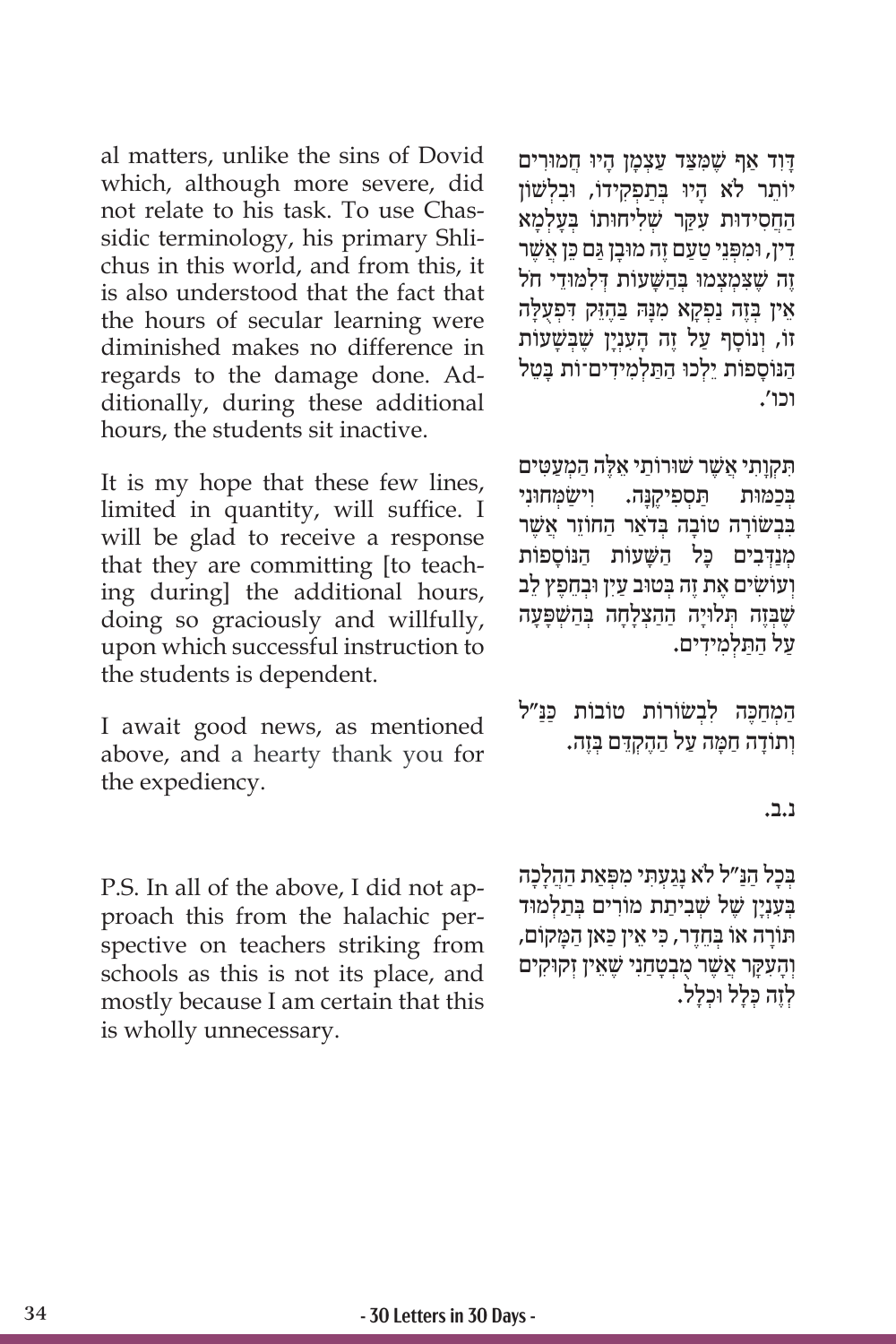al matters, unlike the sins of Dovid which, although more severe, did not relate to his task. To use Chassidic terminology, his primary Shlichus in this world, and from this, it is also understood that the fact that the hours of secular learning were diminished makes no difference in regards to the damage done. Additionally, during these additional hours, the students sit inactive.

It is my hope that these few lines, limited in quantity, will suffice. I will be glad to receive a response that they are committing [to teaching during] the additional hours, doing so graciously and willfully, upon which successful instruction to the students is dependent.

I await good news, as mentioned above, and a hearty thank you for the expediency.

P.S. In all of the above, I did not approach this from the halachic perspective on teachers striking from schools as this is not its place, and mostly because I am certain that this is wholly unnecessary.

דָּוִד אַף שֶׁמִּצַּד עַצְמָן הָיוּ חֲמוּרִים יוֹתֵר לֹא הָיוּ בְּתַפְקִידוֹ, וּבִלְשׁוֹן הַחֲסִידוּת עִקַּר שְׁלִיחוּתוֹ בְּעָלְמָא דֵין, וּמִפְּנֵי טַעַם זֶה מוּבָן גַּם כֵּן אֲשֶׁר זֶה שֶׁצִּמְצְמוּ בְּהַשָּׁעוֹת דְּלִמּוּדֵי חֹל אֵין בְּזֶה נַפְקָא מִנַּהּ בַּהֶזֵּק דִּפְעֻלָּה זוֹ, וְנוֹסָף עַל זֶה הָעִנְיָן שֶׁבְּשָׁעוֹת הַנּוֹסָפוֹת יֵלְכוּ הַתַּלְמִידִים־וֹת בָּטֵל וכו'.

תִּקְוָתִי אֲשֶׁר שׁוּרוֹתַי אֵלֶּה הַמְעַטִּים בְּכַמּוּת תַּסְפִּיקֶנָּה. וִישַׂמְּחוּנִי בִּבְשׂוֹרָה טוֹבָה בְּדֹאַר הַחוֹזֵר אֲשֶׁר מִתְנַדְּבִים כָּל הַשָּׁעוֹת הַנּוֹסָפוֹת וְעוֹשִׂים אֶת זֶה בְּטוּב עַיִן וּבְחֵפֶץ לֵב שֶׁבְּזֶה תְּלוּיָה הַהַצְלָחָה בְּהַשְׁפָּעָה עַל הַתַּלְמִידִים.

הַמְחַכֶּה לִבְשׂוֹרוֹת טוֹבוֹת כַּנַּ"ל וְתוֹדָה חַמָּה עַל הַהֶקְדֵּם בְּזֶה.

נ.ב.

בְּכָל הַנַּ"ל לֹא נָגַעְתִּי מִפְּאַת הַהֲלָכָה בְּעִנְיָן שֶׁל שְׁבִיתַת מוֹרִים בְּתַלְמוּד תּוֹרָה אוֹ בְּחֶדֶר, כִּי אֵין כַּאן הַמָּקוֹם, וְהָעִקָּר אֲשֶׁר מֻבְטָחַנִי שֶׁאֵין זְקוּקִים לְזֶה כְּלָל וּכְלָל.